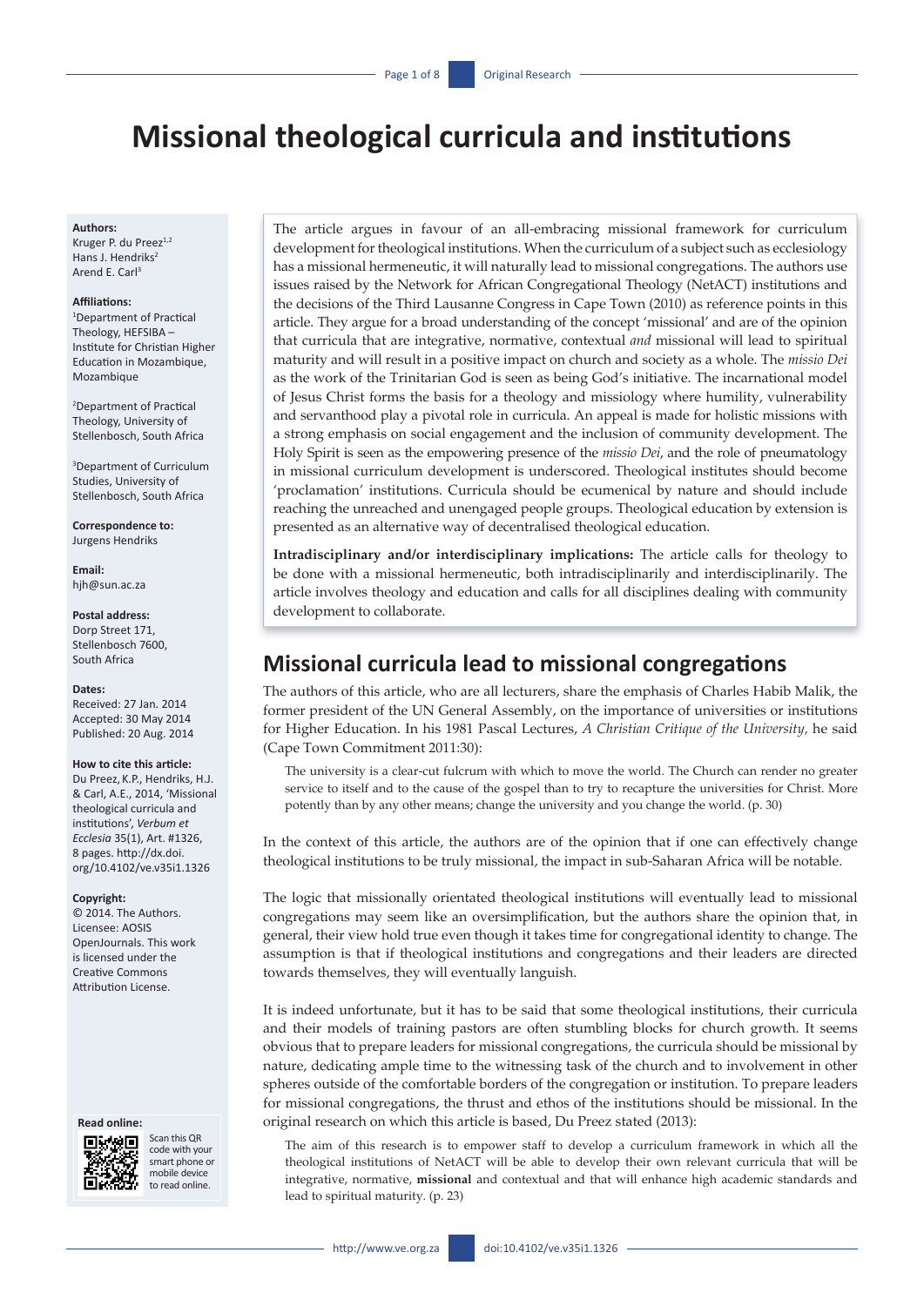# Missional theological curricula and institutions

**Authors:**
Kruger P. du Preez[1,2]
Hans J. Hendriks[2]
Arend E. Carl[3]

**Affiliations:**
[1]Department of Practical Theology, HEFSIBA – Institute for Christian Higher Education in Mozambique, Mozambique

[2]Department of Practical Theology, University of Stellenbosch, South Africa

[3]Department of Curriculum Studies, University of Stellenbosch, South Africa

**Correspondence to:**
Jurgens Hendriks

**Email:**
hjh@sun.ac.za

**Postal address:**
Dorp Street 171, Stellenbosch 7600, South Africa

**Dates:**
Received: 27 Jan. 2014
Accepted: 30 May 2014
Published: 20 Aug. 2014

**How to cite this article:**
Du Preez, K.P., Hendriks, H.J. & Carl, A.E., 2014, 'Missional theological curricula and institutions', *Verbum et Ecclesia* 35(1), Art. #1326, 8 pages. http://dx.doi.org/10.4102/ve.v35i1.1326

**Copyright:**
© 2014. The Authors. Licensee: AOSIS OpenJournals. This work is licensed under the Creative Commons Attribution License.

**Read online:**
Scan this QR code with your smart phone or mobile device to read online.

The article argues in favour of an all-embracing missional framework for curriculum development for theological institutions. When the curriculum of a subject such as ecclesiology has a missional hermeneutic, it will naturally lead to missional congregations. The authors use issues raised by the Network for African Congregational Theology (NetACT) institutions and the decisions of the Third Lausanne Congress in Cape Town (2010) as reference points in this article. They argue for a broad understanding of the concept 'missional' and are of the opinion that curricula that are integrative, normative, contextual *and* missional will lead to spiritual maturity and will result in a positive impact on church and society as a whole. The *missio Dei* as the work of the Trinitarian God is seen as being God's initiative. The incarnational model of Jesus Christ forms the basis for a theology and missiology where humility, vulnerability and servanthood play a pivotal role in curricula. An appeal is made for holistic missions with a strong emphasis on social engagement and the inclusion of community development. The Holy Spirit is seen as the empowering presence of the *missio Dei*, and the role of pneumatology in missional curriculum development is underscored. Theological institutes should become 'proclamation' institutions. Curricula should be ecumenical by nature and should include reaching the unreached and unengaged people groups. Theological education by extension is presented as an alternative way of decentralised theological education.

**Intradisciplinary and/or interdisciplinary implications:** The article calls for theology to be done with a missional hermeneutic, both intradisciplinarily and interdisciplinarily. The article involves theology and education and calls for all disciplines dealing with community development to collaborate.

## Missional curricula lead to missional congregations

The authors of this article, who are all lecturers, share the emphasis of Charles Habib Malik, the former president of the UN General Assembly, on the importance of universities or institutions for Higher Education. In his 1981 Pascal Lectures, *A Christian Critique of the University,* he said (Cape Town Commitment 2011:30):

> The university is a clear-cut fulcrum with which to move the world. The Church can render no greater service to itself and to the cause of the gospel than to try to recapture the universities for Christ. More potently than by any other means; change the university and you change the world. (p. 30)

In the context of this article, the authors are of the opinion that if one can effectively change theological institutions to be truly missional, the impact in sub-Saharan Africa will be notable.

The logic that missionally orientated theological institutions will eventually lead to missional congregations may seem like an oversimplification, but the authors share the opinion that, in general, their view hold true even though it takes time for congregational identity to change. The assumption is that if theological institutions and congregations and their leaders are directed towards themselves, they will eventually languish.

It is indeed unfortunate, but it has to be said that some theological institutions, their curricula and their models of training pastors are often stumbling blocks for church growth. It seems obvious that to prepare leaders for missional congregations, the curricula should be missional by nature, dedicating ample time to the witnessing task of the church and to involvement in other spheres outside of the comfortable borders of the congregation or institution. To prepare leaders for missional congregations, the thrust and ethos of the institutions should be missional. In the original research on which this article is based, Du Preez stated (2013):

> The aim of this research is to empower staff to develop a curriculum framework in which all the theological institutions of NetACT will be able to develop their own relevant curricula that will be integrative, normative, **missional** and contextual and that will enhance high academic standards and lead to spiritual maturity. (p. 23)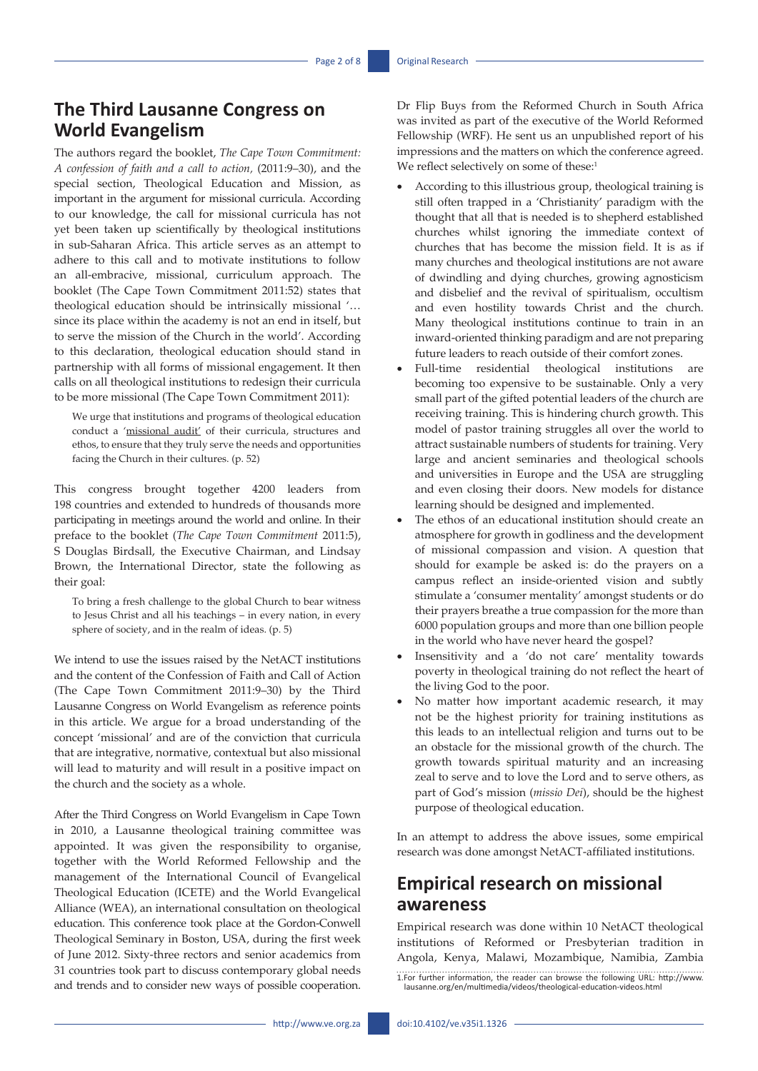## The Third Lausanne Congress on World Evangelism

The authors regard the booklet, *The Cape Town Commitment: A confession of faith and a call to action*, (2011:9–30), and the special section, Theological Education and Mission, as important in the argument for missional curricula. According to our knowledge, the call for missional curricula has not yet been taken up scientifically by theological institutions in sub-Saharan Africa. This article serves as an attempt to adhere to this call and to motivate institutions to follow an all-embracive, missional, curriculum approach. The booklet (The Cape Town Commitment 2011:52) states that theological education should be intrinsically missional '… since its place within the academy is not an end in itself, but to serve the mission of the Church in the world'. According to this declaration, theological education should stand in partnership with all forms of missional engagement. It then calls on all theological institutions to redesign their curricula to be more missional (The Cape Town Commitment 2011):

> We urge that institutions and programs of theological education conduct a 'missional audit' of their curricula, structures and ethos, to ensure that they truly serve the needs and opportunities facing the Church in their cultures. (p. 52)

This congress brought together 4200 leaders from 198 countries and extended to hundreds of thousands more participating in meetings around the world and online. In their preface to the booklet (*The Cape Town Commitment* 2011:5), S Douglas Birdsall, the Executive Chairman, and Lindsay Brown, the International Director, state the following as their goal:

> To bring a fresh challenge to the global Church to bear witness to Jesus Christ and all his teachings – in every nation, in every sphere of society, and in the realm of ideas. (p. 5)

We intend to use the issues raised by the NetACT institutions and the content of the Confession of Faith and Call of Action (The Cape Town Commitment 2011:9–30) by the Third Lausanne Congress on World Evangelism as reference points in this article. We argue for a broad understanding of the concept 'missional' and are of the conviction that curricula that are integrative, normative, contextual but also missional will lead to maturity and will result in a positive impact on the church and the society as a whole.

After the Third Congress on World Evangelism in Cape Town in 2010, a Lausanne theological training committee was appointed. It was given the responsibility to organise, together with the World Reformed Fellowship and the management of the International Council of Evangelical Theological Education (ICETE) and the World Evangelical Alliance (WEA), an international consultation on theological education. This conference took place at the Gordon-Conwell Theological Seminary in Boston, USA, during the first week of June 2012. Sixty-three rectors and senior academics from 31 countries took part to discuss contemporary global needs and trends and to consider new ways of possible cooperation.

Dr Flip Buys from the Reformed Church in South Africa was invited as part of the executive of the World Reformed Fellowship (WRF). He sent us an unpublished report of his impressions and the matters on which the conference agreed. We reflect selectively on some of these:[1]

- According to this illustrious group, theological training is still often trapped in a 'Christianity' paradigm with the thought that all that is needed is to shepherd established churches whilst ignoring the immediate context of churches that has become the mission field. It is as if many churches and theological institutions are not aware of dwindling and dying churches, growing agnosticism and disbelief and the revival of spiritualism, occultism and even hostility towards Christ and the church. Many theological institutions continue to train in an inward-oriented thinking paradigm and are not preparing future leaders to reach outside of their comfort zones.
- Full-time residential theological institutions are becoming too expensive to be sustainable. Only a very small part of the gifted potential leaders of the church are receiving training. This is hindering church growth. This model of pastor training struggles all over the world to attract sustainable numbers of students for training. Very large and ancient seminaries and theological schools and universities in Europe and the USA are struggling and even closing their doors. New models for distance learning should be designed and implemented.
- The ethos of an educational institution should create an atmosphere for growth in godliness and the development of missional compassion and vision. A question that should for example be asked is: do the prayers on a campus reflect an inside-oriented vision and subtly stimulate a 'consumer mentality' amongst students or do their prayers breathe a true compassion for the more than 6000 population groups and more than one billion people in the world who have never heard the gospel?
- Insensitivity and a 'do not care' mentality towards poverty in theological training do not reflect the heart of the living God to the poor.
- No matter how important academic research, it may not be the highest priority for training institutions as this leads to an intellectual religion and turns out to be an obstacle for the missional growth of the church. The growth towards spiritual maturity and an increasing zeal to serve and to love the Lord and to serve others, as part of God's mission (*missio Dei*), should be the highest purpose of theological education.

In an attempt to address the above issues, some empirical research was done amongst NetACT-affiliated institutions.

## Empirical research on missional awareness

Empirical research was done within 10 NetACT theological institutions of Reformed or Presbyterian tradition in Angola, Kenya, Malawi, Mozambique, Namibia, Zambia

1.For further information, the reader can browse the following URL: http://www.lausanne.org/en/multimedia/videos/theological-education-videos.html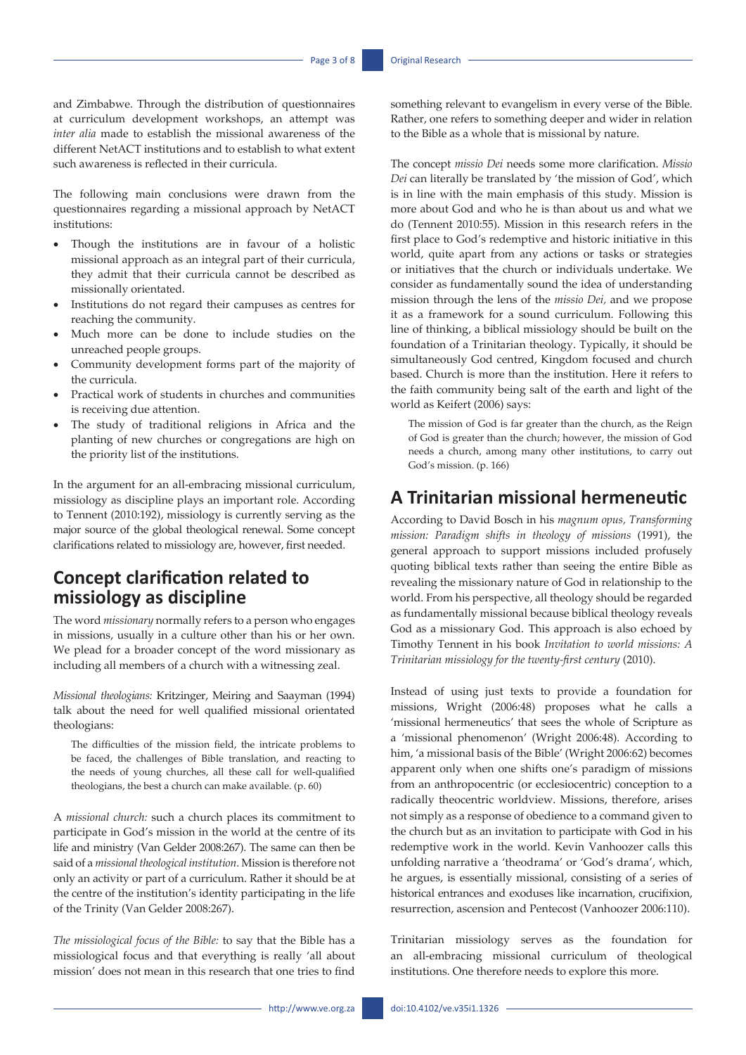and Zimbabwe. Through the distribution of questionnaires at curriculum development workshops, an attempt was *inter alia* made to establish the missional awareness of the different NetACT institutions and to establish to what extent such awareness is reflected in their curricula.

The following main conclusions were drawn from the questionnaires regarding a missional approach by NetACT institutions:

- Though the institutions are in favour of a holistic missional approach as an integral part of their curricula, they admit that their curricula cannot be described as missionally orientated.
- Institutions do not regard their campuses as centres for reaching the community.
- Much more can be done to include studies on the unreached people groups.
- Community development forms part of the majority of the curricula.
- Practical work of students in churches and communities is receiving due attention.
- The study of traditional religions in Africa and the planting of new churches or congregations are high on the priority list of the institutions.

In the argument for an all-embracing missional curriculum, missiology as discipline plays an important role. According to Tennent (2010:192), missiology is currently serving as the major source of the global theological renewal. Some concept clarifications related to missiology are, however, first needed.

## Concept clarification related to missiology as discipline

The word *missionary* normally refers to a person who engages in missions, usually in a culture other than his or her own. We plead for a broader concept of the word missionary as including all members of a church with a witnessing zeal.

*Missional theologians:* Kritzinger, Meiring and Saayman (1994) talk about the need for well qualified missional orientated theologians:

> The difficulties of the mission field, the intricate problems to be faced, the challenges of Bible translation, and reacting to the needs of young churches, all these call for well-qualified theologians, the best a church can make available. (p. 60)

A *missional church:* such a church places its commitment to participate in God's mission in the world at the centre of its life and ministry (Van Gelder 2008:267). The same can then be said of a *missional theological institution*. Mission is therefore not only an activity or part of a curriculum. Rather it should be at the centre of the institution's identity participating in the life of the Trinity (Van Gelder 2008:267).

*The missiological focus of the Bible:* to say that the Bible has a missiological focus and that everything is really 'all about mission' does not mean in this research that one tries to find something relevant to evangelism in every verse of the Bible. Rather, one refers to something deeper and wider in relation to the Bible as a whole that is missional by nature.

The concept *missio Dei* needs some more clarification. *Missio Dei* can literally be translated by 'the mission of God', which is in line with the main emphasis of this study. Mission is more about God and who he is than about us and what we do (Tennent 2010:55). Mission in this research refers in the first place to God's redemptive and historic initiative in this world, quite apart from any actions or tasks or strategies or initiatives that the church or individuals undertake. We consider as fundamentally sound the idea of understanding mission through the lens of the *missio Dei,* and we propose it as a framework for a sound curriculum. Following this line of thinking, a biblical missiology should be built on the foundation of a Trinitarian theology. Typically, it should be simultaneously God centred, Kingdom focused and church based. Church is more than the institution. Here it refers to the faith community being salt of the earth and light of the world as Keifert (2006) says:

> The mission of God is far greater than the church, as the Reign of God is greater than the church; however, the mission of God needs a church, among many other institutions, to carry out God's mission. (p. 166)

## A Trinitarian missional hermeneutic

According to David Bosch in his *magnum opus, Transforming mission: Paradigm shifts in theology of missions* (1991), the general approach to support missions included profusely quoting biblical texts rather than seeing the entire Bible as revealing the missionary nature of God in relationship to the world. From his perspective, all theology should be regarded as fundamentally missional because biblical theology reveals God as a missionary God. This approach is also echoed by Timothy Tennent in his book *Invitation to world missions: A Trinitarian missiology for the twenty-first century* (2010).

Instead of using just texts to provide a foundation for missions, Wright (2006:48) proposes what he calls a 'missional hermeneutics' that sees the whole of Scripture as a 'missional phenomenon' (Wright 2006:48). According to him, 'a missional basis of the Bible' (Wright 2006:62) becomes apparent only when one shifts one's paradigm of missions from an anthropocentric (or ecclesiocentric) conception to a radically theocentric worldview. Missions, therefore, arises not simply as a response of obedience to a command given to the church but as an invitation to participate with God in his redemptive work in the world. Kevin Vanhoozer calls this unfolding narrative a 'theodrama' or 'God's drama', which, he argues, is essentially missional, consisting of a series of historical entrances and exoduses like incarnation, crucifixion, resurrection, ascension and Pentecost (Vanhoozer 2006:110).

Trinitarian missiology serves as the foundation for an all-embracing missional curriculum of theological institutions. One therefore needs to explore this more.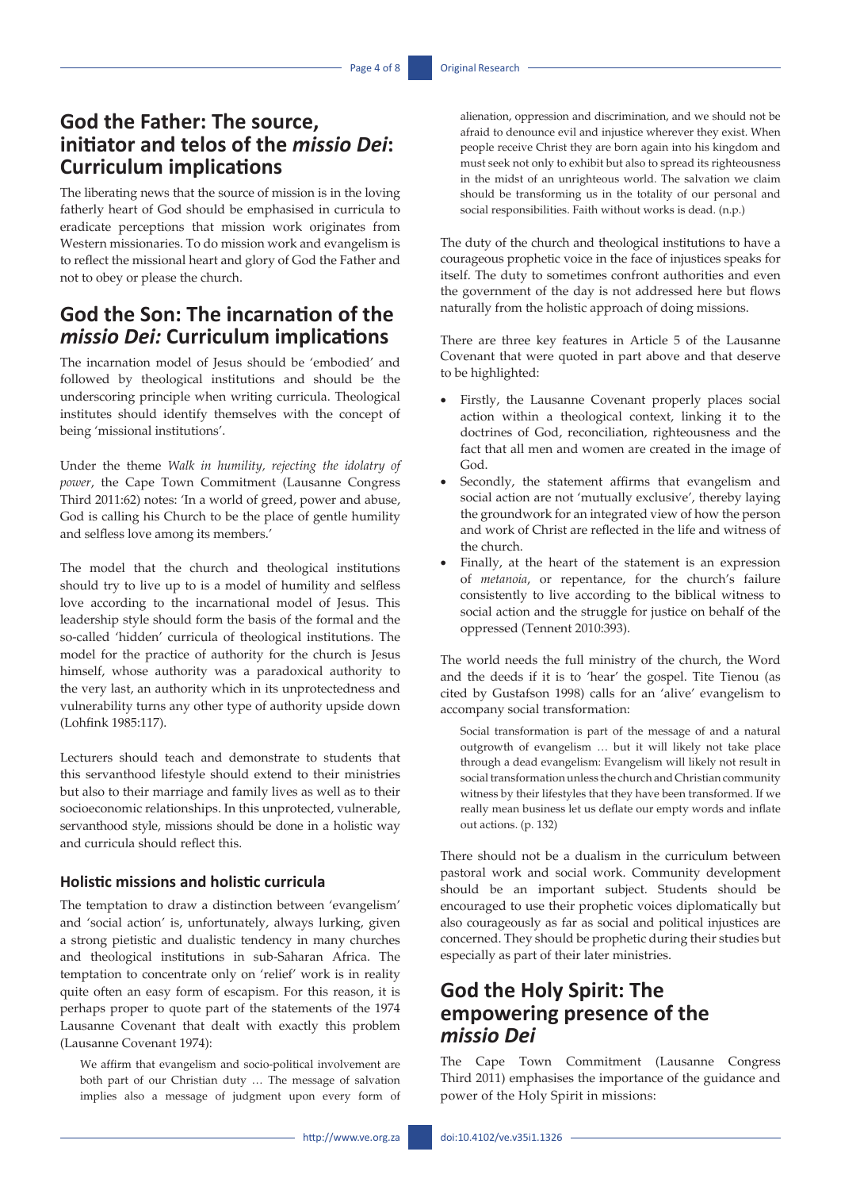## God the Father: The source, initiator and telos of the *missio Dei*: Curriculum implications

The liberating news that the source of mission is in the loving fatherly heart of God should be emphasised in curricula to eradicate perceptions that mission work originates from Western missionaries. To do mission work and evangelism is to reflect the missional heart and glory of God the Father and not to obey or please the church.

## God the Son: The incarnation of the *missio Dei:* Curriculum implications

The incarnation model of Jesus should be 'embodied' and followed by theological institutions and should be the underscoring principle when writing curricula. Theological institutes should identify themselves with the concept of being 'missional institutions'.

Under the theme *Walk in humility, rejecting the idolatry of power*, the Cape Town Commitment (Lausanne Congress Third 2011:62) notes: 'In a world of greed, power and abuse, God is calling his Church to be the place of gentle humility and selfless love among its members.'

The model that the church and theological institutions should try to live up to is a model of humility and selfless love according to the incarnational model of Jesus. This leadership style should form the basis of the formal and the so-called 'hidden' curricula of theological institutions. The model for the practice of authority for the church is Jesus himself, whose authority was a paradoxical authority to the very last, an authority which in its unprotectedness and vulnerability turns any other type of authority upside down (Lohfink 1985:117).

Lecturers should teach and demonstrate to students that this servanthood lifestyle should extend to their ministries but also to their marriage and family lives as well as to their socioeconomic relationships. In this unprotected, vulnerable, servanthood style, missions should be done in a holistic way and curricula should reflect this.

### Holistic missions and holistic curricula

The temptation to draw a distinction between 'evangelism' and 'social action' is, unfortunately, always lurking, given a strong pietistic and dualistic tendency in many churches and theological institutions in sub-Saharan Africa. The temptation to concentrate only on 'relief' work is in reality quite often an easy form of escapism. For this reason, it is perhaps proper to quote part of the statements of the 1974 Lausanne Covenant that dealt with exactly this problem (Lausanne Covenant 1974):

> We affirm that evangelism and socio-political involvement are both part of our Christian duty … The message of salvation implies also a message of judgment upon every form of alienation, oppression and discrimination, and we should not be afraid to denounce evil and injustice wherever they exist. When people receive Christ they are born again into his kingdom and must seek not only to exhibit but also to spread its righteousness in the midst of an unrighteous world. The salvation we claim should be transforming us in the totality of our personal and social responsibilities. Faith without works is dead. (n.p.)

The duty of the church and theological institutions to have a courageous prophetic voice in the face of injustices speaks for itself. The duty to sometimes confront authorities and even the government of the day is not addressed here but flows naturally from the holistic approach of doing missions.

There are three key features in Article 5 of the Lausanne Covenant that were quoted in part above and that deserve to be highlighted:

- Firstly, the Lausanne Covenant properly places social action within a theological context, linking it to the doctrines of God, reconciliation, righteousness and the fact that all men and women are created in the image of God.
- Secondly, the statement affirms that evangelism and social action are not 'mutually exclusive', thereby laying the groundwork for an integrated view of how the person and work of Christ are reflected in the life and witness of the church.
- Finally, at the heart of the statement is an expression of *metanoia*, or repentance, for the church's failure consistently to live according to the biblical witness to social action and the struggle for justice on behalf of the oppressed (Tennent 2010:393).

The world needs the full ministry of the church, the Word and the deeds if it is to 'hear' the gospel. Tite Tienou (as cited by Gustafson 1998) calls for an 'alive' evangelism to accompany social transformation:

> Social transformation is part of the message of and a natural outgrowth of evangelism … but it will likely not take place through a dead evangelism: Evangelism will likely not result in social transformation unless the church and Christian community witness by their lifestyles that they have been transformed. If we really mean business let us deflate our empty words and inflate out actions. (p. 132)

There should not be a dualism in the curriculum between pastoral work and social work. Community development should be an important subject. Students should be encouraged to use their prophetic voices diplomatically but also courageously as far as social and political injustices are concerned. They should be prophetic during their studies but especially as part of their later ministries.

## God the Holy Spirit: The empowering presence of the *missio Dei*

The Cape Town Commitment (Lausanne Congress Third 2011) emphasises the importance of the guidance and power of the Holy Spirit in missions: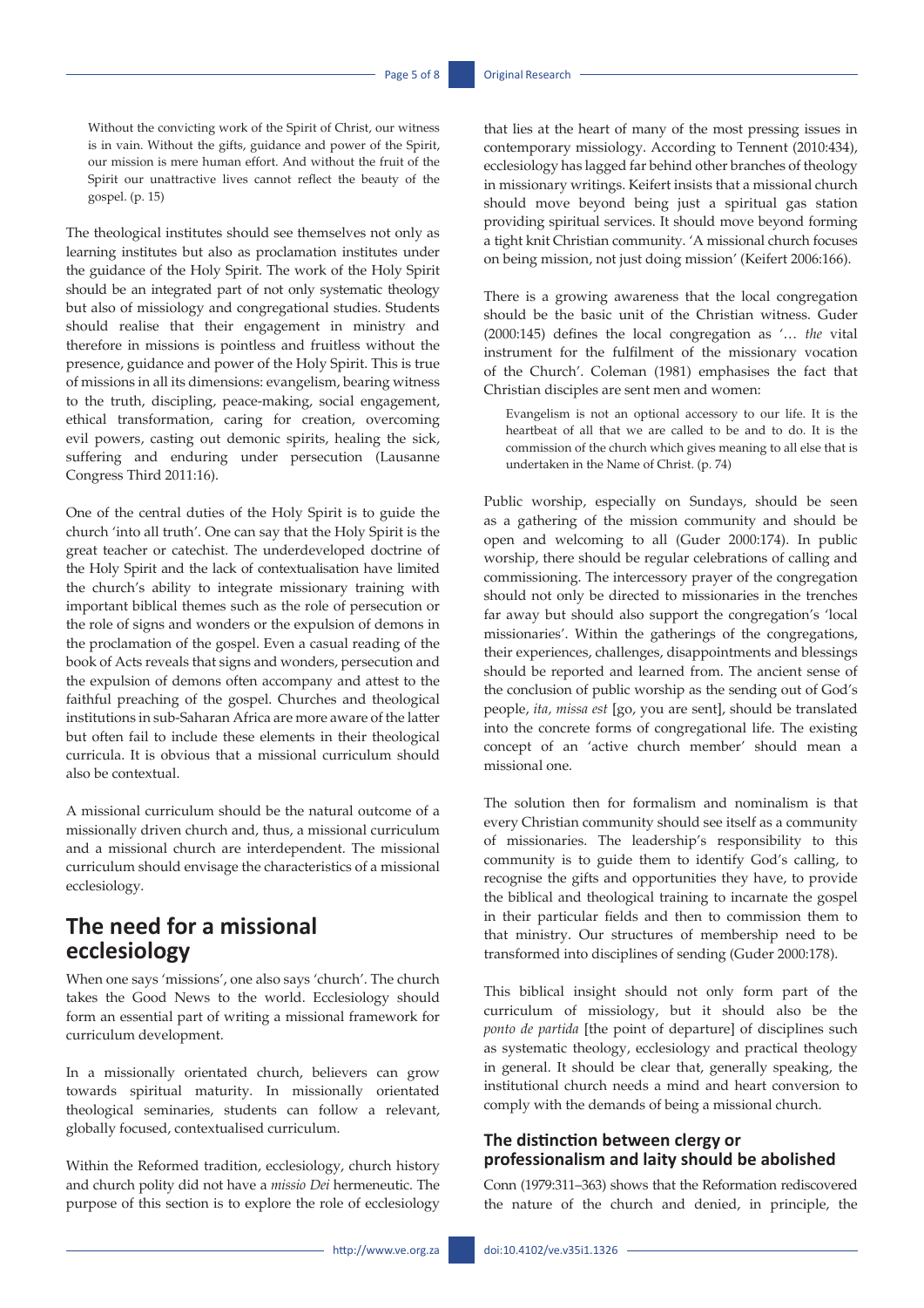> Without the convicting work of the Spirit of Christ, our witness is in vain. Without the gifts, guidance and power of the Spirit, our mission is mere human effort. And without the fruit of the Spirit our unattractive lives cannot reflect the beauty of the gospel. (p. 15)

The theological institutes should see themselves not only as learning institutes but also as proclamation institutes under the guidance of the Holy Spirit. The work of the Holy Spirit should be an integrated part of not only systematic theology but also of missiology and congregational studies. Students should realise that their engagement in ministry and therefore in missions is pointless and fruitless without the presence, guidance and power of the Holy Spirit. This is true of missions in all its dimensions: evangelism, bearing witness to the truth, discipling, peace-making, social engagement, ethical transformation, caring for creation, overcoming evil powers, casting out demonic spirits, healing the sick, suffering and enduring under persecution (Lausanne Congress Third 2011:16).

One of the central duties of the Holy Spirit is to guide the church 'into all truth'. One can say that the Holy Spirit is the great teacher or catechist. The underdeveloped doctrine of the Holy Spirit and the lack of contextualisation have limited the church's ability to integrate missionary training with important biblical themes such as the role of persecution or the role of signs and wonders or the expulsion of demons in the proclamation of the gospel. Even a casual reading of the book of Acts reveals that signs and wonders, persecution and the expulsion of demons often accompany and attest to the faithful preaching of the gospel. Churches and theological institutions in sub-Saharan Africa are more aware of the latter but often fail to include these elements in their theological curricula. It is obvious that a missional curriculum should also be contextual.

A missional curriculum should be the natural outcome of a missionally driven church and, thus, a missional curriculum and a missional church are interdependent. The missional curriculum should envisage the characteristics of a missional ecclesiology.

## The need for a missional ecclesiology

When one says 'missions', one also says 'church'. The church takes the Good News to the world. Ecclesiology should form an essential part of writing a missional framework for curriculum development.

In a missionally orientated church, believers can grow towards spiritual maturity. In missionally orientated theological seminaries, students can follow a relevant, globally focused, contextualised curriculum.

Within the Reformed tradition, ecclesiology, church history and church polity did not have a *missio Dei* hermeneutic. The purpose of this section is to explore the role of ecclesiology that lies at the heart of many of the most pressing issues in contemporary missiology. According to Tennent (2010:434), ecclesiology has lagged far behind other branches of theology in missionary writings. Keifert insists that a missional church should move beyond being just a spiritual gas station providing spiritual services. It should move beyond forming a tight knit Christian community. 'A missional church focuses on being mission, not just doing mission' (Keifert 2006:166).

There is a growing awareness that the local congregation should be the basic unit of the Christian witness. Guder (2000:145) defines the local congregation as '… *the* vital instrument for the fulfilment of the missionary vocation of the Church'. Coleman (1981) emphasises the fact that Christian disciples are sent men and women:

> Evangelism is not an optional accessory to our life. It is the heartbeat of all that we are called to be and to do. It is the commission of the church which gives meaning to all else that is undertaken in the Name of Christ. (p. 74)

Public worship, especially on Sundays, should be seen as a gathering of the mission community and should be open and welcoming to all (Guder 2000:174). In public worship, there should be regular celebrations of calling and commissioning. The intercessory prayer of the congregation should not only be directed to missionaries in the trenches far away but should also support the congregation's 'local missionaries'. Within the gatherings of the congregations, their experiences, challenges, disappointments and blessings should be reported and learned from. The ancient sense of the conclusion of public worship as the sending out of God's people, *ita, missa est* [go, you are sent], should be translated into the concrete forms of congregational life. The existing concept of an 'active church member' should mean a missional one.

The solution then for formalism and nominalism is that every Christian community should see itself as a community of missionaries. The leadership's responsibility to this community is to guide them to identify God's calling, to recognise the gifts and opportunities they have, to provide the biblical and theological training to incarnate the gospel in their particular fields and then to commission them to that ministry. Our structures of membership need to be transformed into disciplines of sending (Guder 2000:178).

This biblical insight should not only form part of the curriculum of missiology, but it should also be the *ponto de partida* [the point of departure] of disciplines such as systematic theology, ecclesiology and practical theology in general. It should be clear that, generally speaking, the institutional church needs a mind and heart conversion to comply with the demands of being a missional church.

### The distinction between clergy or professionalism and laity should be abolished

Conn (1979:311–363) shows that the Reformation rediscovered the nature of the church and denied, in principle, the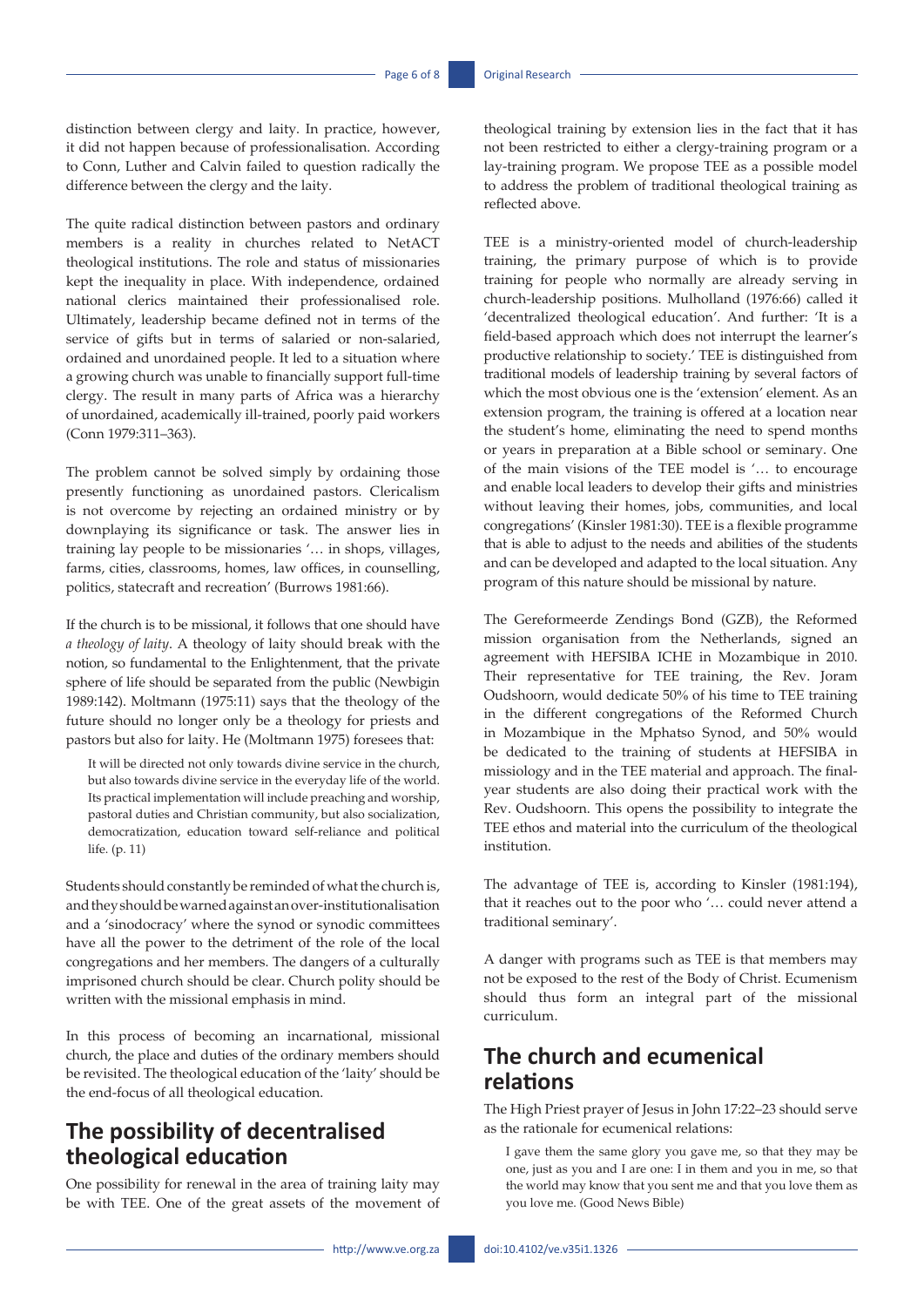distinction between clergy and laity. In practice, however, it did not happen because of professionalisation. According to Conn, Luther and Calvin failed to question radically the difference between the clergy and the laity.

The quite radical distinction between pastors and ordinary members is a reality in churches related to NetACT theological institutions. The role and status of missionaries kept the inequality in place. With independence, ordained national clerics maintained their professionalised role. Ultimately, leadership became defined not in terms of the service of gifts but in terms of salaried or non-salaried, ordained and unordained people. It led to a situation where a growing church was unable to financially support full-time clergy. The result in many parts of Africa was a hierarchy of unordained, academically ill-trained, poorly paid workers (Conn 1979:311–363).

The problem cannot be solved simply by ordaining those presently functioning as unordained pastors. Clericalism is not overcome by rejecting an ordained ministry or by downplaying its significance or task. The answer lies in training lay people to be missionaries '… in shops, villages, farms, cities, classrooms, homes, law offices, in counselling, politics, statecraft and recreation' (Burrows 1981:66).

If the church is to be missional, it follows that one should have *a theology of laity*. A theology of laity should break with the notion, so fundamental to the Enlightenment, that the private sphere of life should be separated from the public (Newbigin 1989:142). Moltmann (1975:11) says that the theology of the future should no longer only be a theology for priests and pastors but also for laity. He (Moltmann 1975) foresees that:

> It will be directed not only towards divine service in the church, but also towards divine service in the everyday life of the world. Its practical implementation will include preaching and worship, pastoral duties and Christian community, but also socialization, democratization, education toward self-reliance and political life. (p. 11)

Students should constantly be reminded of what the church is, and they should be warned against an over-institutionalisation and a 'sinodocracy' where the synod or synodic committees have all the power to the detriment of the role of the local congregations and her members. The dangers of a culturally imprisoned church should be clear. Church polity should be written with the missional emphasis in mind.

In this process of becoming an incarnational, missional church, the place and duties of the ordinary members should be revisited. The theological education of the 'laity' should be the end-focus of all theological education.

## The possibility of decentralised theological education

One possibility for renewal in the area of training laity may be with TEE. One of the great assets of the movement of theological training by extension lies in the fact that it has not been restricted to either a clergy-training program or a lay-training program. We propose TEE as a possible model to address the problem of traditional theological training as reflected above.

TEE is a ministry-oriented model of church-leadership training, the primary purpose of which is to provide training for people who normally are already serving in church-leadership positions. Mulholland (1976:66) called it 'decentralized theological education'. And further: 'It is a field-based approach which does not interrupt the learner's productive relationship to society.' TEE is distinguished from traditional models of leadership training by several factors of which the most obvious one is the 'extension' element. As an extension program, the training is offered at a location near the student's home, eliminating the need to spend months or years in preparation at a Bible school or seminary. One of the main visions of the TEE model is '… to encourage and enable local leaders to develop their gifts and ministries without leaving their homes, jobs, communities, and local congregations' (Kinsler 1981:30). TEE is a flexible programme that is able to adjust to the needs and abilities of the students and can be developed and adapted to the local situation. Any program of this nature should be missional by nature.

The Gereformeerde Zendings Bond (GZB), the Reformed mission organisation from the Netherlands, signed an agreement with HEFSIBA ICHE in Mozambique in 2010. Their representative for TEE training, the Rev. Joram Oudshoorn, would dedicate 50% of his time to TEE training in the different congregations of the Reformed Church in Mozambique in the Mphatso Synod, and 50% would be dedicated to the training of students at HEFSIBA in missiology and in the TEE material and approach. The final-year students are also doing their practical work with the Rev. Oudshoorn. This opens the possibility to integrate the TEE ethos and material into the curriculum of the theological institution.

The advantage of TEE is, according to Kinsler (1981:194), that it reaches out to the poor who '… could never attend a traditional seminary'.

A danger with programs such as TEE is that members may not be exposed to the rest of the Body of Christ. Ecumenism should thus form an integral part of the missional curriculum.

## The church and ecumenical relations

The High Priest prayer of Jesus in John 17:22–23 should serve as the rationale for ecumenical relations:

> I gave them the same glory you gave me, so that they may be one, just as you and I are one: I in them and you in me, so that the world may know that you sent me and that you love them as you love me. (Good News Bible)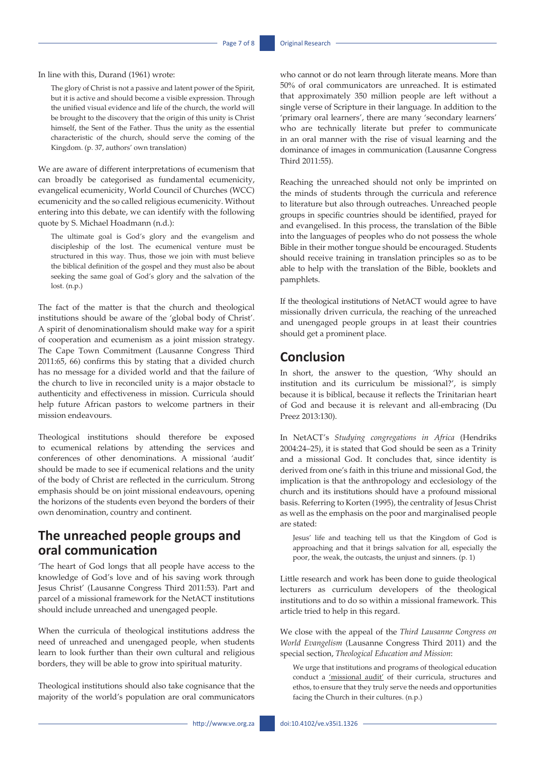In line with this, Durand (1961) wrote:

> The glory of Christ is not a passive and latent power of the Spirit, but it is active and should become a visible expression. Through the unified visual evidence and life of the church, the world will be brought to the discovery that the origin of this unity is Christ himself, the Sent of the Father. Thus the unity as the essential characteristic of the church, should serve the coming of the Kingdom. (p. 37, authors' own translation)

We are aware of different interpretations of ecumenism that can broadly be categorised as fundamental ecumenicity, evangelical ecumenicity, World Council of Churches (WCC) ecumenicity and the so called religious ecumenicity. Without entering into this debate, we can identify with the following quote by S. Michael Hoadmann (n.d.):

> The ultimate goal is God's glory and the evangelism and discipleship of the lost. The ecumenical venture must be structured in this way. Thus, those we join with must believe the biblical definition of the gospel and they must also be about seeking the same goal of God's glory and the salvation of the lost. (n.p.)

The fact of the matter is that the church and theological institutions should be aware of the 'global body of Christ'. A spirit of denominationalism should make way for a spirit of cooperation and ecumenism as a joint mission strategy. The Cape Town Commitment (Lausanne Congress Third 2011:65, 66) confirms this by stating that a divided church has no message for a divided world and that the failure of the church to live in reconciled unity is a major obstacle to authenticity and effectiveness in mission. Curricula should help future African pastors to welcome partners in their mission endeavours.

Theological institutions should therefore be exposed to ecumenical relations by attending the services and conferences of other denominations. A missional 'audit' should be made to see if ecumenical relations and the unity of the body of Christ are reflected in the curriculum. Strong emphasis should be on joint missional endeavours, opening the horizons of the students even beyond the borders of their own denomination, country and continent.

## The unreached people groups and oral communication

'The heart of God longs that all people have access to the knowledge of God's love and of his saving work through Jesus Christ' (Lausanne Congress Third 2011:53). Part and parcel of a missional framework for the NetACT institutions should include unreached and unengaged people.

When the curricula of theological institutions address the need of unreached and unengaged people, when students learn to look further than their own cultural and religious borders, they will be able to grow into spiritual maturity.

Theological institutions should also take cognisance that the majority of the world's population are oral communicators who cannot or do not learn through literate means. More than 50% of oral communicators are unreached. It is estimated that approximately 350 million people are left without a single verse of Scripture in their language. In addition to the 'primary oral learners', there are many 'secondary learners' who are technically literate but prefer to communicate in an oral manner with the rise of visual learning and the dominance of images in communication (Lausanne Congress Third 2011:55).

Reaching the unreached should not only be imprinted on the minds of students through the curricula and reference to literature but also through outreaches. Unreached people groups in specific countries should be identified, prayed for and evangelised. In this process, the translation of the Bible into the languages of peoples who do not possess the whole Bible in their mother tongue should be encouraged. Students should receive training in translation principles so as to be able to help with the translation of the Bible, booklets and pamphlets.

If the theological institutions of NetACT would agree to have missionally driven curricula, the reaching of the unreached and unengaged people groups in at least their countries should get a prominent place.

## Conclusion

In short, the answer to the question, 'Why should an institution and its curriculum be missional?', is simply because it is biblical, because it reflects the Trinitarian heart of God and because it is relevant and all-embracing (Du Preez 2013:130).

In NetACT's *Studying congregations in Africa* (Hendriks 2004:24–25), it is stated that God should be seen as a Trinity and a missional God. It concludes that, since identity is derived from one's faith in this triune and missional God, the implication is that the anthropology and ecclesiology of the church and its institutions should have a profound missional basis. Referring to Korten (1995), the centrality of Jesus Christ as well as the emphasis on the poor and marginalised people are stated:

> Jesus' life and teaching tell us that the Kingdom of God is approaching and that it brings salvation for all, especially the poor, the weak, the outcasts, the unjust and sinners. (p. 1)

Little research and work has been done to guide theological lecturers as curriculum developers of the theological institutions and to do so within a missional framework. This article tried to help in this regard.

We close with the appeal of the *Third Lausanne Congress on World Evangelism* (Lausanne Congress Third 2011) and the special section, *Theological Education and Mission*:

> We urge that institutions and programs of theological education conduct a 'missional audit' of their curricula, structures and ethos, to ensure that they truly serve the needs and opportunities facing the Church in their cultures. (n.p.)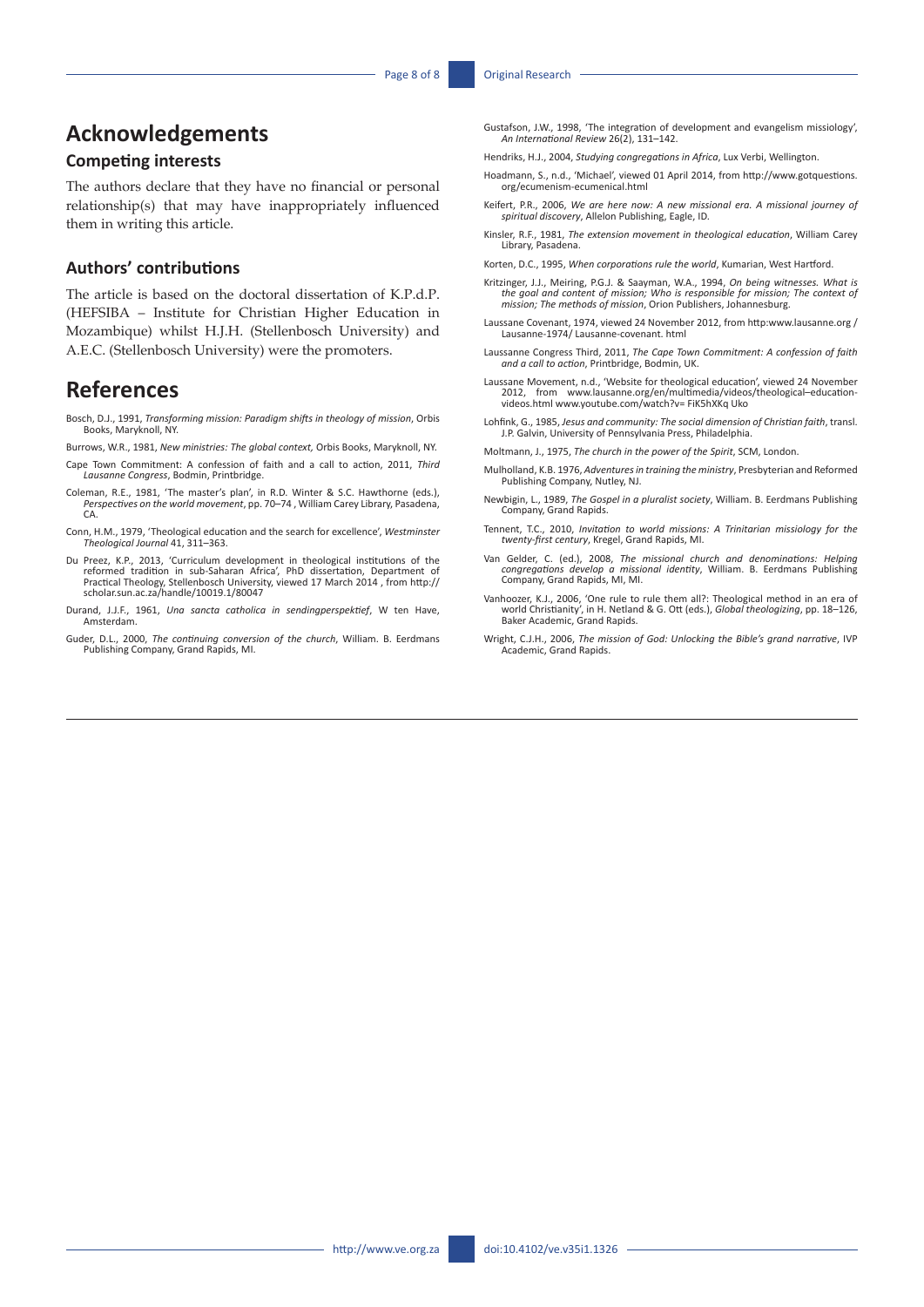# Acknowledgements

## Competing interests

The authors declare that they have no financial or personal relationship(s) that may have inappropriately influenced them in writing this article.

## Authors' contributions

The article is based on the doctoral dissertation of K.P.d.P. (HEFSIBA – Institute for Christian Higher Education in Mozambique) whilst H.J.H. (Stellenbosch University) and A.E.C. (Stellenbosch University) were the promoters.

# References

Bosch, D.J., 1991, *Transforming mission: Paradigm shifts in theology of mission*, Orbis Books, Maryknoll, NY.

Burrows, W.R., 1981, *New ministries: The global context,* Orbis Books, Maryknoll, NY.

Cape Town Commitment: A confession of faith and a call to action, 2011, *Third Lausanne Congress*, Bodmin, Printbridge.

Coleman, R.E., 1981, 'The master's plan', in R.D. Winter & S.C. Hawthorne (eds.), *Perspectives on the world movement*, pp. 70–74 , William Carey Library, Pasadena, CA.

Conn, H.M., 1979, 'Theological education and the search for excellence', *Westminster Theological Journal* 41, 311–363.

Du Preez, K.P., 2013, 'Curriculum development in theological institutions of the reformed tradition in sub-Saharan Africa', PhD dissertation, Department of Practical Theology, Stellenbosch University, viewed 17 March 2014 , from http://scholar.sun.ac.za/handle/10019.1/80047

Durand, J.J.F., 1961, *Una sancta catholica in sendingperspektief*, W ten Have, Amsterdam.

Guder, D.L., 2000, *The continuing conversion of the church*, William. B. Eerdmans Publishing Company, Grand Rapids, MI.

Gustafson, J.W., 1998, 'The integration of development and evangelism missiology', *An International Review* 26(2), 131–142.

Hendriks, H.J., 2004, *Studying congregations in Africa*, Lux Verbi, Wellington.

Hoadmann, S., n.d., 'Michael', viewed 01 April 2014, from http://www.gotquestions.org/ecumenism-ecumenical.html

Keifert, P.R., 2006, *We are here now: A new missional era. A missional journey of spiritual discovery*, Allelon Publishing, Eagle, ID.

Kinsler, R.F., 1981, *The extension movement in theological education*, William Carey Library, Pasadena.

Korten, D.C., 1995, *When corporations rule the world*, Kumarian, West Hartford.

Kritzinger, J.J., Meiring, P.G.J. & Saayman, W.A., 1994, *On being witnesses. What is the goal and content of mission; Who is responsible for mission; The context of mission; The methods of mission*, Orion Publishers, Johannesburg.

Lausane Covenant, 1974, viewed 24 November 2012, from http:www.lausanne.org / Lausanne-1974/ Lausanne-covenant. html

Laussanne Congress Third, 2011, *The Cape Town Commitment: A confession of faith and a call to action*, Printbridge, Bodmin, UK.

Laussane Movement, n.d., 'Website for theological education', viewed 24 November 2012, from www.lausanne.org/en/multimedia/videos/theological–education-videos.html www.youtube.com/watch?v= FiK5hXKq Uko

Lohfink, G., 1985, *Jesus and community: The social dimension of Christian faith*, transl. J.P. Galvin, University of Pennsylvania Press, Philadelphia.

Moltmann, J., 1975, *The church in the power of the Spirit*, SCM, London.

Mulholland, K.B. 1976, *Adventures in training the ministry*, Presbyterian and Reformed Publishing Company, Nutley, NJ.

Newbigin, L., 1989, *The Gospel in a pluralist society*, William. B. Eerdmans Publishing Company, Grand Rapids.

Tennent, T.C., 2010, *Invitation to world missions: A Trinitarian missiology for the twenty-first century*, Kregel, Grand Rapids, MI.

Van Gelder, C. (ed.), 2008, *The missional church and denominations: Helping congregations develop a missional identity*, William. B. Eerdmans Publishing Company, Grand Rapids, MI, MI.

Vanhoozer, K.J., 2006, 'One rule to rule them all?: Theological method in an era of world Christianity', in H. Netland & G. Ott (eds.), *Global theologizing*, pp. 18–126, Baker Academic, Grand Rapids.

Wright, C.J.H., 2006, *The mission of God: Unlocking the Bible's grand narrative*, IVP Academic, Grand Rapids.